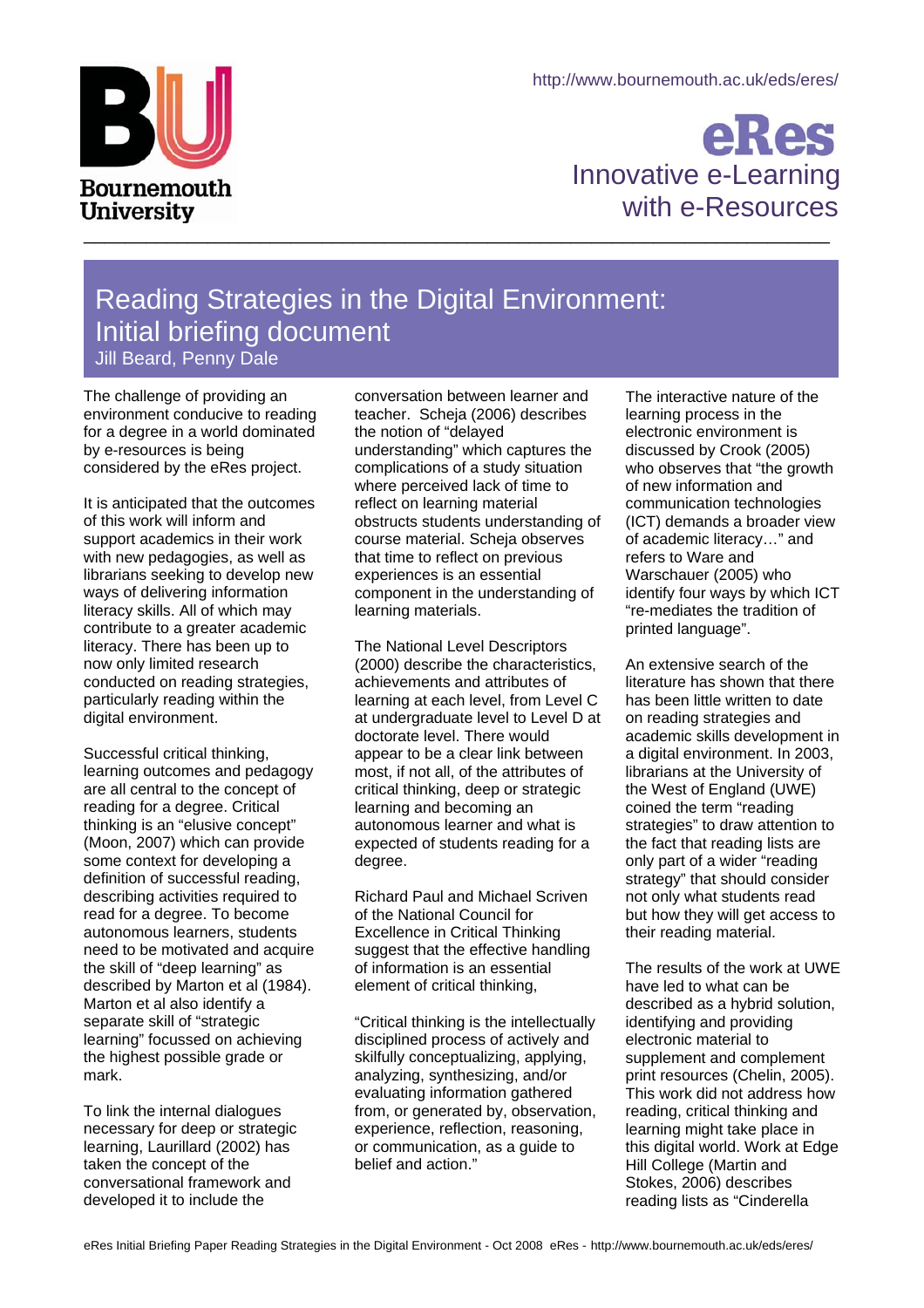Bournemouth University

http://www.bournemouth.ac.uk/eds/eres/

**eRes**
Innovative e-Learning with e-Resources

# Reading Strategies in the Digital Environment: Initial briefing document

Jill Beard, Penny Dale

The challenge of providing an environment conducive to reading for a degree in a world dominated by e-resources is being considered by the eRes project.

It is anticipated that the outcomes of this work will inform and support academics in their work with new pedagogies, as well as librarians seeking to develop new ways of delivering information literacy skills. All of which may contribute to a greater academic literacy. There has been up to now only limited research conducted on reading strategies, particularly reading within the digital environment.

Successful critical thinking, learning outcomes and pedagogy are all central to the concept of reading for a degree. Critical thinking is an "elusive concept" (Moon, 2007) which can provide some context for developing a definition of successful reading, describing activities required to read for a degree. To become autonomous learners, students need to be motivated and acquire the skill of "deep learning" as described by Marton et al (1984). Marton et al also identify a separate skill of "strategic learning" focussed on achieving the highest possible grade or mark.

To link the internal dialogues necessary for deep or strategic learning, Laurillard (2002) has taken the concept of the conversational framework and developed it to include the conversation between learner and teacher. Scheja (2006) describes the notion of "delayed understanding" which captures the complications of a study situation where perceived lack of time to reflect on learning material obstructs students understanding of course material. Scheja observes that time to reflect on previous experiences is an essential component in the understanding of learning materials.

The National Level Descriptors (2000) describe the characteristics, achievements and attributes of learning at each level, from Level C at undergraduate level to Level D at doctorate level. There would appear to be a clear link between most, if not all, of the attributes of critical thinking, deep or strategic learning and becoming an autonomous learner and what is expected of students reading for a degree.

Richard Paul and Michael Scriven of the National Council for Excellence in Critical Thinking suggest that the effective handling of information is an essential element of critical thinking,

"Critical thinking is the intellectually disciplined process of actively and skilfully conceptualizing, applying, analyzing, synthesizing, and/or evaluating information gathered from, or generated by, observation, experience, reflection, reasoning, or communication, as a guide to belief and action."

The interactive nature of the learning process in the electronic environment is discussed by Crook (2005) who observes that "the growth of new information and communication technologies (ICT) demands a broader view of academic literacy…" and refers to Ware and Warschauer (2005) who identify four ways by which ICT "re-mediates the tradition of printed language".

An extensive search of the literature has shown that there has been little written to date on reading strategies and academic skills development in a digital environment. In 2003, librarians at the University of the West of England (UWE) coined the term "reading strategies" to draw attention to the fact that reading lists are only part of a wider "reading strategy" that should consider not only what students read but how they will get access to their reading material.

The results of the work at UWE have led to what can be described as a hybrid solution, identifying and providing electronic material to supplement and complement print resources (Chelin, 2005). This work did not address how reading, critical thinking and learning might take place in this digital world. Work at Edge Hill College (Martin and Stokes, 2006) describes reading lists as "Cinderella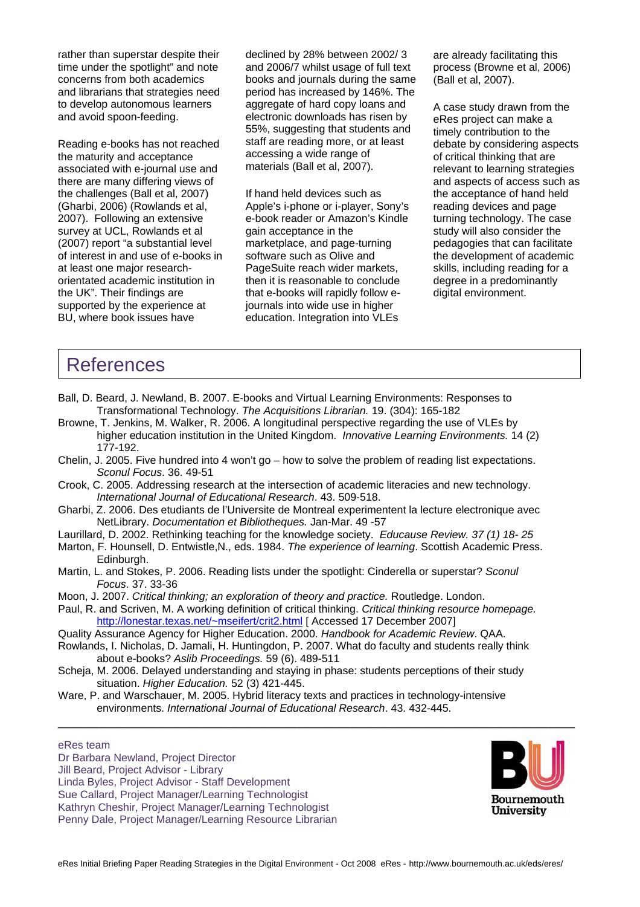rather than superstar despite their time under the spotlight" and note concerns from both academics and librarians that strategies need to develop autonomous learners and avoid spoon-feeding.

Reading e-books has not reached the maturity and acceptance associated with e-journal use and there are many differing views of the challenges (Ball et al, 2007) (Gharbi, 2006) (Rowlands et al, 2007). Following an extensive survey at UCL, Rowlands et al (2007) report "a substantial level of interest in and use of e-books in at least one major research-orientated academic institution in the UK". Their findings are supported by the experience at BU, where book issues have declined by 28% between 2002/ 3 and 2006/7 whilst usage of full text books and journals during the same period has increased by 146%. The aggregate of hard copy loans and electronic downloads has risen by 55%, suggesting that students and staff are reading more, or at least accessing a wide range of materials (Ball et al, 2007).

If hand held devices such as Apple's i-phone or i-player, Sony's e-book reader or Amazon's Kindle gain acceptance in the marketplace, and page-turning software such as Olive and PageSuite reach wider markets, then it is reasonable to conclude that e-books will rapidly follow e-journals into wide use in higher education. Integration into VLEs are already facilitating this process (Browne et al, 2006) (Ball et al, 2007).

A case study drawn from the eRes project can make a timely contribution to the debate by considering aspects of critical thinking that are relevant to learning strategies and aspects of access such as the acceptance of hand held reading devices and page turning technology. The case study will also consider the pedagogies that can facilitate the development of academic skills, including reading for a degree in a predominantly digital environment.

# References

Ball, D. Beard, J. Newland, B. 2007. E-books and Virtual Learning Environments: Responses to Transformational Technology. *The Acquisitions Librarian.* 19. (304): 165-182

Browne, T. Jenkins, M. Walker, R. 2006. A longitudinal perspective regarding the use of VLEs by higher education institution in the United Kingdom. *Innovative Learning Environments.* 14 (2) 177-192.

Chelin, J. 2005. Five hundred into 4 won't go – how to solve the problem of reading list expectations. *Sconul Focus*. 36. 49-51

Crook, C. 2005. Addressing research at the intersection of academic literacies and new technology. *International Journal of Educational Research*. 43. 509-518.

Gharbi, Z. 2006. Des etudiants de l'Universite de Montreal experimentent la lecture electronique avec NetLibrary. *Documentation et Bibliotheques.* Jan-Mar. 49 -57

Laurillard, D. 2002. Rethinking teaching for the knowledge society. *Educause Review. 37 (1) 18- 25*

Marton, F. Hounsell, D. Entwistle,N., eds. 1984. *The experience of learning*. Scottish Academic Press. Edinburgh.

Martin, L. and Stokes, P. 2006. Reading lists under the spotlight: Cinderella or superstar? *Sconul Focus*. 37. 33-36

Moon, J. 2007. *Critical thinking; an exploration of theory and practice.* Routledge. London.

Paul, R. and Scriven, M. A working definition of critical thinking. *Critical thinking resource homepage.* http://lonestar.texas.net/~mseifert/crit2.html [ Accessed 17 December 2007]

Quality Assurance Agency for Higher Education. 2000. *Handbook for Academic Review*. QAA.

Rowlands, I. Nicholas, D. Jamali, H. Huntingdon, P. 2007. What do faculty and students really think about e-books? *Aslib Proceedings.* 59 (6). 489-511

Scheja, M. 2006. Delayed understanding and staying in phase: students perceptions of their study situation. *Higher Education.* 52 (3) 421-445.

Ware, P. and Warschauer, M. 2005. Hybrid literacy texts and practices in technology-intensive environments. *International Journal of Educational Research*. 43. 432-445.

---

eRes team
Dr Barbara Newland, Project Director
Jill Beard, Project Advisor - Library
Linda Byles, Project Advisor - Staff Development
Sue Callard, Project Manager/Learning Technologist
Kathryn Cheshir, Project Manager/Learning Technologist
Penny Dale, Project Manager/Learning Resource Librarian

Bournemouth University

eRes Initial Briefing Paper Reading Strategies in the Digital Environment - Oct 2008 eRes - http://www.bournemouth.ac.uk/eds/eres/